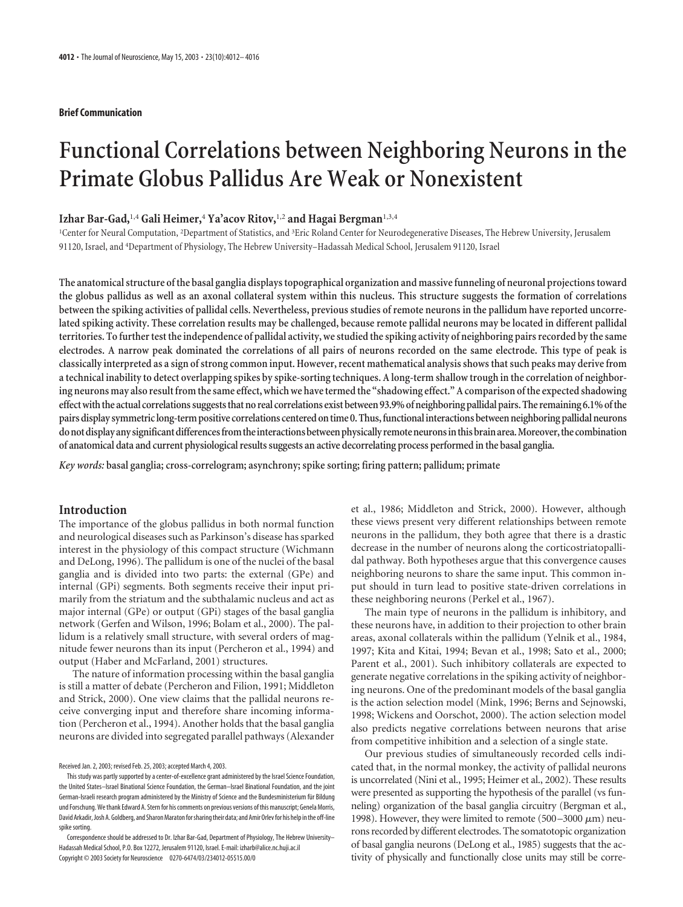**Brief Communication**

# Functional Correlations between Neighboring Neurons in the Primate Globus Pallidus Are Weak or Nonexistent

**Izhar Bar-Gad,**[1,4] **Gali Heimer,**[4] **Ya'acov Ritov,**[1,2] **and Hagai Bergman**[1,3,4]

[1]Center for Neural Computation, [2]Department of Statistics, and [3]Eric Roland Center for Neurodegenerative Diseases, The Hebrew University, Jerusalem 91120, Israel, and [4]Department of Physiology, The Hebrew University–Hadassah Medical School, Jerusalem 91120, Israel

**The anatomical structure of the basal ganglia displays topographical organization and massive funneling of neuronal projections toward the globus pallidus as well as an axonal collateral system within this nucleus. This structure suggests the formation of correlations between the spiking activities of pallidal cells. Nevertheless, previous studies of remote neurons in the pallidum have reported uncorrelated spiking activity. These correlation results may be challenged, because remote pallidal neurons may be located in different pallidal territories. To further test the independence of pallidal activity, we studied the spiking activity of neighboring pairs recorded by the same electrodes. A narrow peak dominated the correlations of all pairs of neurons recorded on the same electrode. This type of peak is classically interpreted as a sign of strong common input. However, recent mathematical analysis shows that such peaks may derive from a technical inability to detect overlapping spikes by spike-sorting techniques. A long-term shallow trough in the correlation of neighboring neurons may also result from the same effect, which we have termed the "shadowing effect." A comparison of the expected shadowing effect with the actual correlations suggests that no real correlations exist between 93.9% of neighboring pallidal pairs. The remaining 6.1% of the pairs display symmetric long-term positive correlations centered on time 0. Thus, functional interactions between neighboring pallidal neurons do not display any significant differences from the interactions between physically remote neurons in this brain area. Moreover, the combination of anatomical data and current physiological results suggests an active decorrelating process performed in the basal ganglia.**

*Key words:* basal ganglia; cross-correlogram; asynchrony; spike sorting; firing pattern; pallidum; primate

## Introduction

The importance of the globus pallidus in both normal function and neurological diseases such as Parkinson's disease has sparked interest in the physiology of this compact structure (Wichmann and DeLong, 1996). The pallidum is one of the nuclei of the basal ganglia and is divided into two parts: the external (GPe) and internal (GPi) segments. Both segments receive their input primarily from the striatum and the subthalamic nucleus and act as major internal (GPe) or output (GPi) stages of the basal ganglia network (Gerfen and Wilson, 1996; Bolam et al., 2000). The pallidum is a relatively small structure, with several orders of magnitude fewer neurons than its input (Percheron et al., 1994) and output (Haber and McFarland, 2001) structures.

The nature of information processing within the basal ganglia is still a matter of debate (Percheron and Filion, 1991; Middleton and Strick, 2000). One view claims that the pallidal neurons receive converging input and therefore share incoming information (Percheron et al., 1994). Another holds that the basal ganglia neurons are divided into segregated parallel pathways (Alexander et al., 1986; Middleton and Strick, 2000). However, although these views present very different relationships between remote neurons in the pallidum, they both agree that there is a drastic decrease in the number of neurons along the corticostriatopallidal pathway. Both hypotheses argue that this convergence causes neighboring neurons to share the same input. This common input should in turn lead to positive state-driven correlations in these neighboring neurons (Perkel et al., 1967).

The main type of neurons in the pallidum is inhibitory, and these neurons have, in addition to their projection to other brain areas, axonal collaterals within the pallidum (Yelnik et al., 1984, 1997; Kita and Kitai, 1994; Bevan et al., 1998; Sato et al., 2000; Parent et al., 2001). Such inhibitory collaterals are expected to generate negative correlations in the spiking activity of neighboring neurons. One of the predominant models of the basal ganglia is the action selection model (Mink, 1996; Berns and Sejnowski, 1998; Wickens and Oorschot, 2000). The action selection model also predicts negative correlations between neurons that arise from competitive inhibition and a selection of a single state.

Our previous studies of simultaneously recorded cells indicated that, in the normal monkey, the activity of pallidal neurons is uncorrelated (Nini et al., 1995; Heimer et al., 2002). These results were presented as supporting the hypothesis of the parallel (vs funneling) organization of the basal ganglia circuitry (Bergman et al., 1998). However, they were limited to remote (500–3000 $\mu$m) neurons recorded by different electrodes. The somatotopic organization of basal ganglia neurons (DeLong et al., 1985) suggests that the activity of physically and functionally close units may still be corre-

Received Jan. 2, 2003; revised Feb. 25, 2003; accepted March 4, 2003.

This study was partly supported by a center-of-excellence grant administered by the Israel Science Foundation, the United States–Israel Binational Science Foundation, the German–Israel Binational Foundation, and the joint German-Israeli research program administered by the Ministry of Science and the Bundesministerium für Bildung und Forschung. We thank Edward A. Stern for his comments on previous versions of this manuscript; Genela Morris, David Arkadir, Josh A. Goldberg, and Sharon Maraton for sharing their data; and Amir Orlev for his help in the off-line spike sorting.

Correspondence should be addressed to Dr. Izhar Bar-Gad, Department of Physiology, The Hebrew University–Hadassah Medical School, P.O. Box 12272, Jerusalem 91120, Israel. E-mail: izharb@alice.nc.huji.ac.il

Copyright © 2003 Society for Neuroscience 0270-6474/03/234012-05$15.00/0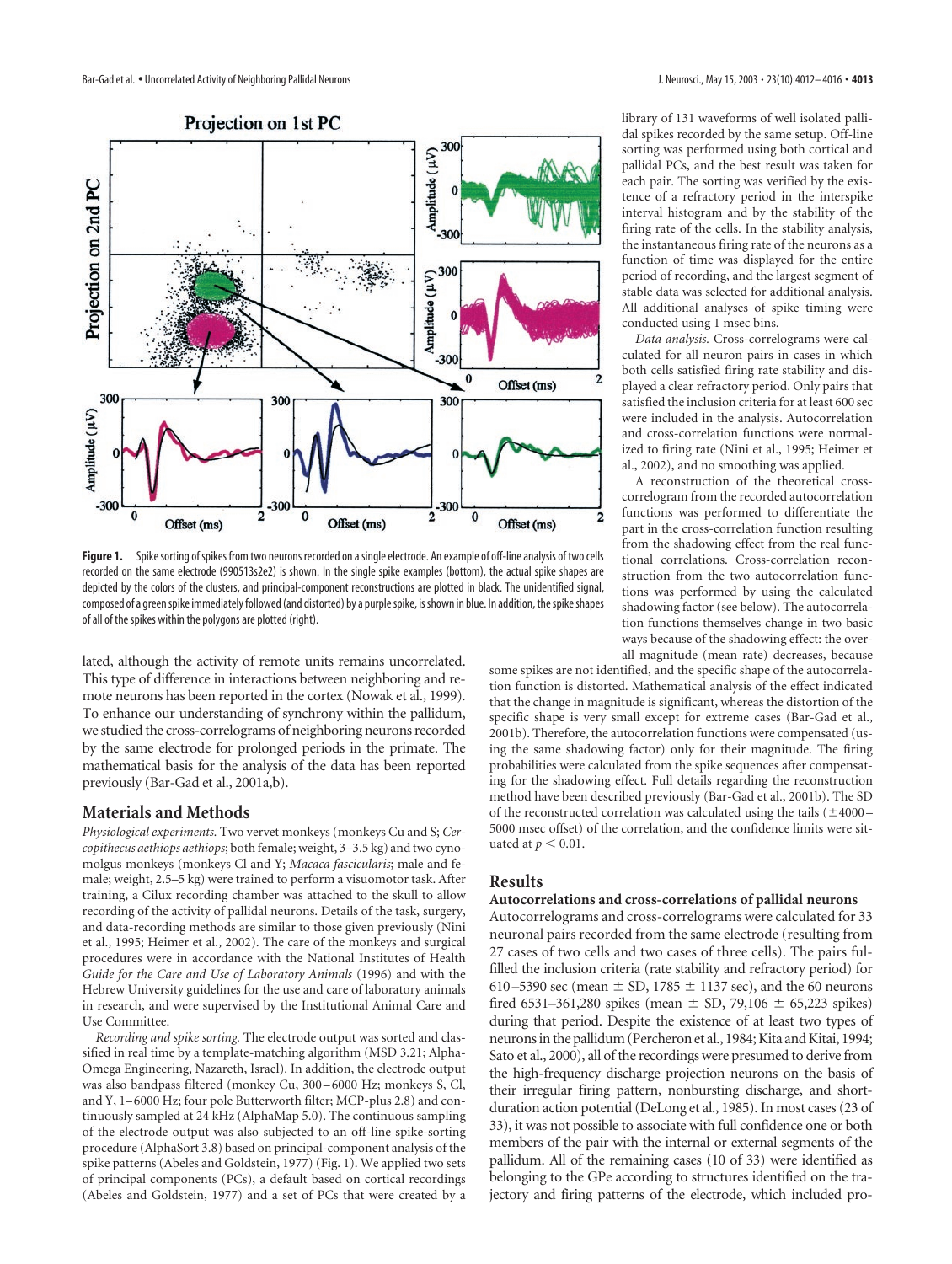**Figure 1.** Spike sorting of spikes from two neurons recorded on a single electrode. An example of off-line analysis of two cells recorded on the same electrode (990513s2e2) is shown. In the single spike examples (bottom), the actual spike shapes are depicted by the colors of the clusters, and principal-component reconstructions are plotted in black. The unidentified signal, composed of a green spike immediately followed (and distorted) by a purple spike, is shown in blue. In addition, the spike shapes of all of the spikes within the polygons are plotted (right).

lated, although the activity of remote units remains uncorrelated. This type of difference in interactions between neighboring and remote neurons has been reported in the cortex (Nowak et al., 1999). To enhance our understanding of synchrony within the pallidum, we studied the cross-correlograms of neighboring neurons recorded by the same electrode for prolonged periods in the primate. The mathematical basis for the analysis of the data has been reported previously (Bar-Gad et al., 2001a,b).

## Materials and Methods

*Physiological experiments.* Two vervet monkeys (monkeys Cu and S; *Cercopithecus aethiops aethiops*; both female; weight, 3–3.5 kg) and two cynomolgus monkeys (monkeys Cl and Y; *Macaca fascicularis*; male and female; weight, 2.5–5 kg) were trained to perform a visuomotor task. After training, a Cilux recording chamber was attached to the skull to allow recording of the activity of pallidal neurons. Details of the task, surgery, and data-recording methods are similar to those given previously (Nini et al., 1995; Heimer et al., 2002). The care of the monkeys and surgical procedures were in accordance with the National Institutes of Health *Guide for the Care and Use of Laboratory Animals* (1996) and with the Hebrew University guidelines for the use and care of laboratory animals in research, and were supervised by the Institutional Animal Care and Use Committee.

*Recording and spike sorting.* The electrode output was sorted and classified in real time by a template-matching algorithm (MSD 3.21; Alpha-Omega Engineering, Nazareth, Israel). In addition, the electrode output was also bandpass filtered (monkey Cu, 300–6000 Hz; monkeys S, Cl, and Y, 1–6000 Hz; four pole Butterworth filter; MCP-plus 2.8) and continuously sampled at 24 kHz (AlphaMap 5.0). The continuous sampling of the electrode output was also subjected to an off-line spike-sorting procedure (AlphaSort 3.8) based on principal-component analysis of the spike patterns (Abeles and Goldstein, 1977) (Fig. 1). We applied two sets of principal components (PCs), a default based on cortical recordings (Abeles and Goldstein, 1977) and a set of PCs that were created by a library of 131 waveforms of well isolated pallidal spikes recorded by the same setup. Off-line sorting was performed using both cortical and pallidal PCs, and the best result was taken for each pair. The sorting was verified by the existence of a refractory period in the interspike interval histogram and by the stability of the firing rate of the cells. In the stability analysis, the instantaneous firing rate of the neurons as a function of time was displayed for the entire period of recording, and the largest segment of stable data was selected for additional analysis. All additional analyses of spike timing were conducted using 1 msec bins.

*Data analysis.* Cross-correlograms were calculated for all neuron pairs in cases in which both cells satisfied firing rate stability and displayed a clear refractory period. Only pairs that satisfied the inclusion criteria for at least 600 sec were included in the analysis. Autocorrelation and cross-correlation functions were normalized to firing rate (Nini et al., 1995; Heimer et al., 2002), and no smoothing was applied.

A reconstruction of the theoretical cross-correlogram from the recorded autocorrelation functions was performed to differentiate the part in the cross-correlation function resulting from the shadowing effect from the real functional correlations. Cross-correlation reconstruction from the two autocorrelation functions was performed by using the calculated shadowing factor (see below). The autocorrelation functions themselves change in two basic ways because of the shadowing effect: the overall magnitude (mean rate) decreases, because some spikes are not identified, and the specific shape of the autocorrelation function is distorted. Mathematical analysis of the effect indicated that the change in magnitude is significant, whereas the distortion of the specific shape is very small except for extreme cases (Bar-Gad et al., 2001b). Therefore, the autocorrelation functions were compensated (using the same shadowing factor) only for their magnitude. The firing probabilities were calculated from the spike sequences after compensating for the shadowing effect. Full details regarding the reconstruction method have been described previously (Bar-Gad et al., 2001b). The SD of the reconstructed correlation was calculated using the tails (±4000–5000 msec offset) of the correlation, and the confidence limits were situated at $p < 0.01$.

## Results

### Autocorrelations and cross-correlations of pallidal neurons

Autocorrelograms and cross-correlograms were calculated for 33 neuronal pairs recorded from the same electrode (resulting from 27 cases of two cells and two cases of three cells). The pairs fulfilled the inclusion criteria (rate stability and refractory period) for 610–5390 sec (mean ± SD, 1785 ± 1137 sec), and the 60 neurons fired 6531–361,280 spikes (mean ± SD, 79,106 ± 65,223 spikes) during that period. Despite the existence of at least two types of neurons in the pallidum (Percheron et al., 1984; Kita and Kitai, 1994; Sato et al., 2000), all of the recordings were presumed to derive from the high-frequency discharge projection neurons on the basis of their irregular firing pattern, nonbursting discharge, and short-duration action potential (DeLong et al., 1985). In most cases (23 of 33), it was not possible to associate with full confidence one or both members of the pair with the internal or external segments of the pallidum. All of the remaining cases (10 of 33) were identified as belonging to the GPe according to structures identified on the trajectory and firing patterns of the electrode, which included pro-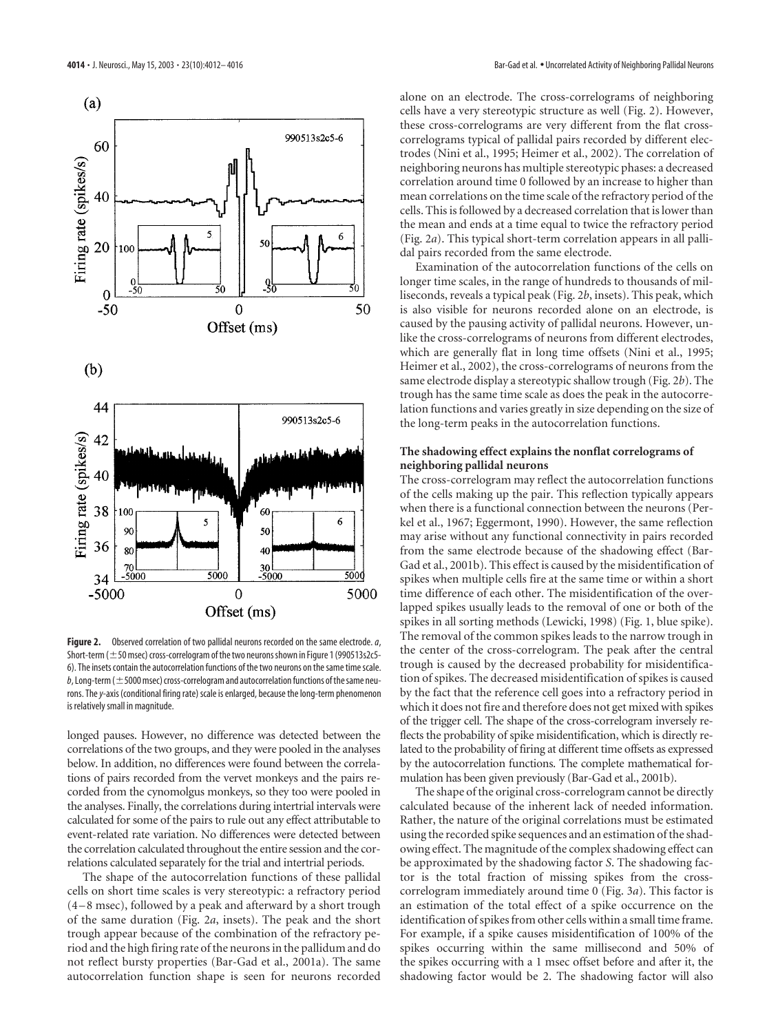**Figure 2.** Observed correlation of two pallidal neurons recorded on the same electrode. *a*, Short-term (±50 msec) cross-correlogram of the two neurons shown in Figure 1 (990513s2c5-6). The insets contain the autocorrelation functions of the two neurons on the same time scale. *b*, Long-term (±5000 msec) cross-correlogram and autocorrelation functions of the same neurons. The *y*-axis (conditional firing rate) scale is enlarged, because the long-term phenomenon is relatively small in magnitude.

longed pauses. However, no difference was detected between the correlations of the two groups, and they were pooled in the analyses below. In addition, no differences were found between the correlations of pairs recorded from the vervet monkeys and the pairs recorded from the cynomolgus monkeys, so they too were pooled in the analyses. Finally, the correlations during intertrial intervals were calculated for some of the pairs to rule out any effect attributable to event-related rate variation. No differences were detected between the correlation calculated throughout the entire session and the correlations calculated separately for the trial and intertrial periods.

The shape of the autocorrelation functions of these pallidal cells on short time scales is very stereotypic: a refractory period (4–8 msec), followed by a peak and afterward by a short trough of the same duration (Fig. 2*a*, insets). The peak and the short trough appear because of the combination of the refractory period and the high firing rate of the neurons in the pallidum and do not reflect bursty properties (Bar-Gad et al., 2001a). The same autocorrelation function shape is seen for neurons recorded alone on an electrode. The cross-correlograms of neighboring cells have a very stereotypic structure as well (Fig. 2). However, these cross-correlograms are very different from the flat cross-correlograms typical of pallidal pairs recorded by different electrodes (Nini et al., 1995; Heimer et al., 2002). The correlation of neighboring neurons has multiple stereotypic phases: a decreased correlation around time 0 followed by an increase to higher than mean correlations on the time scale of the refractory period of the cells. This is followed by a decreased correlation that is lower than the mean and ends at a time equal to twice the refractory period (Fig. 2*a*). This typical short-term correlation appears in all pallidal pairs recorded from the same electrode.

Examination of the autocorrelation functions of the cells on longer time scales, in the range of hundreds to thousands of milliseconds, reveals a typical peak (Fig. 2*b*, insets). This peak, which is also visible for neurons recorded alone on an electrode, is caused by the pausing activity of pallidal neurons. However, unlike the cross-correlograms of neurons from different electrodes, which are generally flat in long time offsets (Nini et al., 1995; Heimer et al., 2002), the cross-correlograms of neurons from the same electrode display a stereotypic shallow trough (Fig. 2*b*). The trough has the same time scale as does the peak in the autocorrelation functions and varies greatly in size depending on the size of the long-term peaks in the autocorrelation functions.

### The shadowing effect explains the nonflat correlograms of neighboring pallidal neurons

The cross-correlogram may reflect the autocorrelation functions of the cells making up the pair. This reflection typically appears when there is a functional connection between the neurons (Perkel et al., 1967; Eggermont, 1990). However, the same reflection may arise without any functional connectivity in pairs recorded from the same electrode because of the shadowing effect (Bar-Gad et al., 2001b). This effect is caused by the misidentification of spikes when multiple cells fire at the same time or within a short time difference of each other. The misidentification of the overlapped spikes usually leads to the removal of one or both of the spikes in all sorting methods (Lewicki, 1998) (Fig. 1, blue spike). The removal of the common spikes leads to the narrow trough in the center of the cross-correlogram. The peak after the central trough is caused by the decreased probability for misidentification of spikes. The decreased misidentification of spikes is caused by the fact that the reference cell goes into a refractory period in which it does not fire and therefore does not get mixed with spikes of the trigger cell. The shape of the cross-correlogram inversely reflects the probability of spike misidentification, which is directly related to the probability of firing at different time offsets as expressed by the autocorrelation functions. The complete mathematical formulation has been given previously (Bar-Gad et al., 2001b).

The shape of the original cross-correlogram cannot be directly calculated because of the inherent lack of needed information. Rather, the nature of the original correlations must be estimated using the recorded spike sequences and an estimation of the shadowing effect. The magnitude of the complex shadowing effect can be approximated by the shadowing factor *S*. The shadowing factor is the total fraction of missing spikes from the cross-correlogram immediately around time 0 (Fig. 3*a*). This factor is an estimation of the total effect of a spike occurrence on the identification of spikes from other cells within a small time frame. For example, if a spike causes misidentification of 100% of the spikes occurring within the same millisecond and 50% of the spikes occurring with a 1 msec offset before and after it, the shadowing factor would be 2. The shadowing factor will also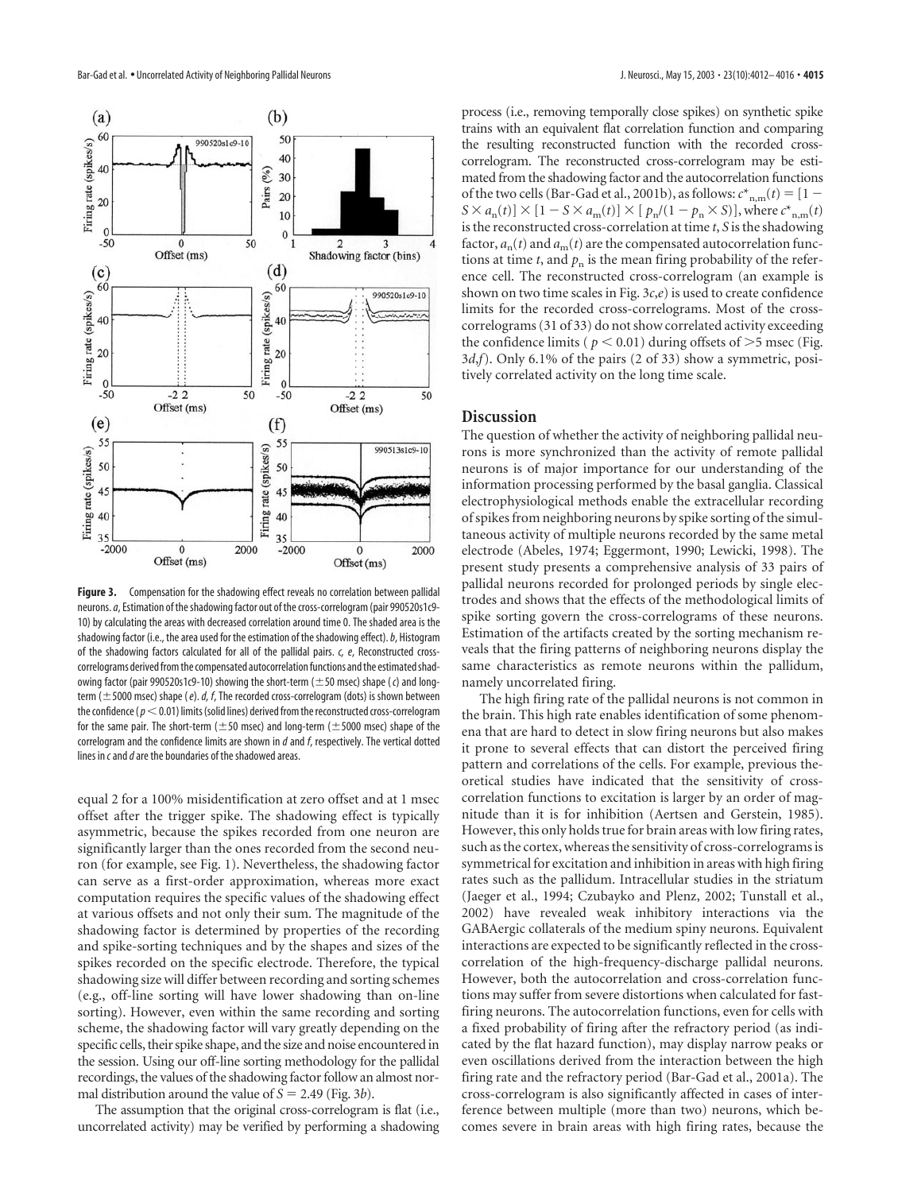**Figure 3.** Compensation for the shadowing effect reveals no correlation between pallidal neurons. *a*, Estimation of the shadowing factor out of the cross-correlogram (pair 990520s1c9-10) by calculating the areas with decreased correlation around time 0. The shaded area is the shadowing factor (i.e., the area used for the estimation of the shadowing effect). *b*, Histogram of the shadowing factors calculated for all of the pallidal pairs. *c, e*, Reconstructed cross-correlograms derived from the compensated autocorrelation functions and the estimated shadowing factor (pair 990520s1c9-10) showing the short-term (±50 msec) shape (*c*) and long-term (±5000 msec) shape (*e*). *d, f*, The recorded cross-correlogram (dots) is shown between the confidence ($p < 0.01$) limits (solid lines) derived from the reconstructed cross-correlogram for the same pair. The short-term (±50 msec) and long-term (±5000 msec) shape of the correlogram and the confidence limits are shown in *d* and *f*, respectively. The vertical dotted lines in *c* and *d* are the boundaries of the shadowed areas.

equal 2 for a 100% misidentification at zero offset and at 1 msec offset after the trigger spike. The shadowing effect is typically asymmetric, because the spikes recorded from one neuron are significantly larger than the ones recorded from the second neuron (for example, see Fig. 1). Nevertheless, the shadowing factor can serve as a first-order approximation, whereas more exact computation requires the specific values of the shadowing effect at various offsets and not only their sum. The magnitude of the shadowing factor is determined by properties of the recording and spike-sorting techniques and by the shapes and sizes of the spikes recorded on the specific electrode. Therefore, the typical shadowing size will differ between recording and sorting schemes (e.g., off-line sorting will have lower shadowing than on-line sorting). However, even within the same recording and sorting scheme, the shadowing factor will vary greatly depending on the specific cells, their spike shape, and the size and noise encountered in the session. Using our off-line sorting methodology for the pallidal recordings, the values of the shadowing factor follow an almost normal distribution around the value of $S = 2.49$ (Fig. 3*b*).

The assumption that the original cross-correlogram is flat (i.e., uncorrelated activity) may be verified by performing a shadowing process (i.e., removing temporally close spikes) on synthetic spike trains with an equivalent flat correlation function and comparing the resulting reconstructed function with the recorded cross-correlogram. The reconstructed cross-correlogram may be estimated from the shadowing factor and the autocorrelation functions of the two cells (Bar-Gad et al., 2001b), as follows: $c^*_{n,m}(t) = [1 - S \times a_n(t)] \times [1 - S \times a_m(t)] \times [p_n/(1 - p_n \times S)]$, where $c^*_{n,m}(t)$ is the reconstructed cross-correlation at time $t$, $S$ is the shadowing factor, $a_n(t)$ and $a_m(t)$ are the compensated autocorrelation functions at time $t$, and $p_n$ is the mean firing probability of the reference cell. The reconstructed cross-correlogram (an example is shown on two time scales in Fig. 3*c*,*e*) is used to create confidence limits for the recorded cross-correlograms. Most of the cross-correlograms (31 of 33) do not show correlated activity exceeding the confidence limits ($p < 0.01$) during offsets of >5 msec (Fig. 3*d*,*f*). Only 6.1% of the pairs (2 of 33) show a symmetric, positively correlated activity on the long time scale.

## Discussion

The question of whether the activity of neighboring pallidal neurons is more synchronized than the activity of remote pallidal neurons is of major importance for our understanding of the information processing performed by the basal ganglia. Classical electrophysiological methods enable the extracellular recording of spikes from neighboring neurons by spike sorting of the simultaneous activity of multiple neurons recorded by the same metal electrode (Abeles, 1974; Eggermont, 1990; Lewicki, 1998). The present study presents a comprehensive analysis of 33 pairs of pallidal neurons recorded for prolonged periods by single electrodes and shows that the effects of the methodological limits of spike sorting govern the cross-correlograms of these neurons. Estimation of the artifacts created by the sorting mechanism reveals that the firing patterns of neighboring neurons display the same characteristics as remote neurons within the pallidum, namely uncorrelated firing.

The high firing rate of the pallidal neurons is not common in the brain. This high rate enables identification of some phenomena that are hard to detect in slow firing neurons but also makes it prone to several effects that can distort the perceived firing pattern and correlations of the cells. For example, previous theoretical studies have indicated that the sensitivity of cross-correlation functions to excitation is larger by an order of magnitude than it is for inhibition (Aertsen and Gerstein, 1985). However, this only holds true for brain areas with low firing rates, such as the cortex, whereas the sensitivity of cross-correlograms is symmetrical for excitation and inhibition in areas with high firing rates such as the pallidum. Intracellular studies in the striatum (Jaeger et al., 1994; Czubayko and Plenz, 2002; Tunstall et al., 2002) have revealed weak inhibitory interactions via the GABAergic collaterals of the medium spiny neurons. Equivalent interactions are expected to be significantly reflected in the cross-correlation of the high-frequency-discharge pallidal neurons. However, both the autocorrelation and cross-correlation functions may suffer from severe distortions when calculated for fast-firing neurons. The autocorrelation functions, even for cells with a fixed probability of firing after the refractory period (as indicated by the flat hazard function), may display narrow peaks or even oscillations derived from the interaction between the high firing rate and the refractory period (Bar-Gad et al., 2001a). The cross-correlogram is also significantly affected in cases of interference between multiple (more than two) neurons, which becomes severe in brain areas with high firing rates, because the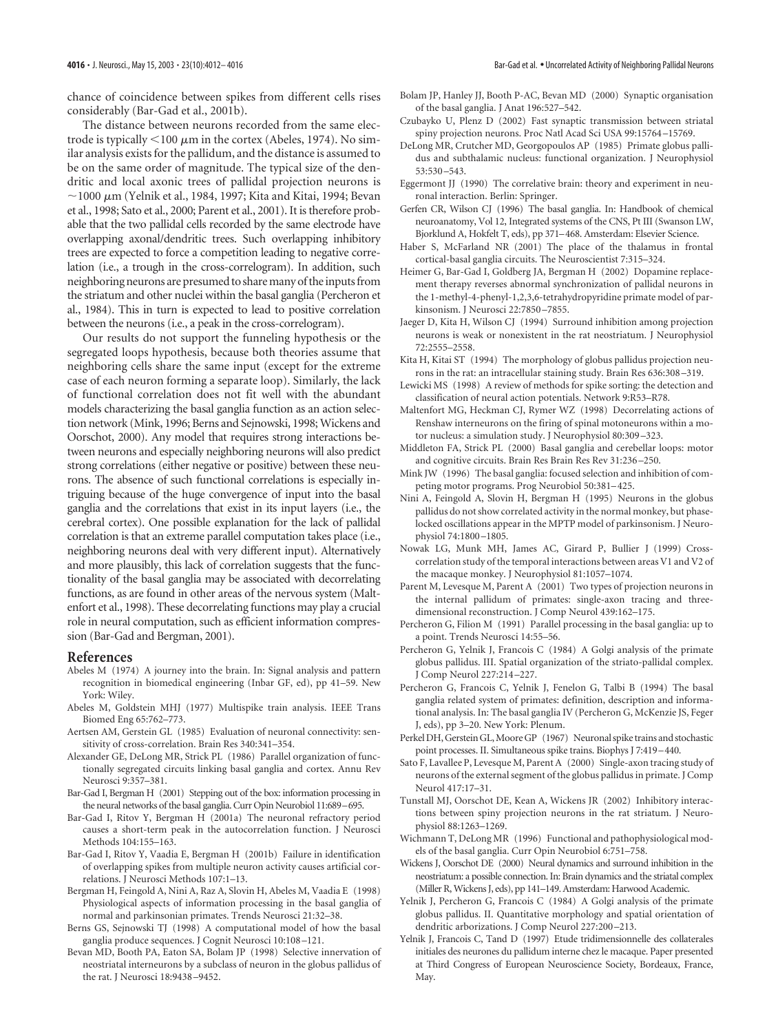chance of coincidence between spikes from different cells rises considerably (Bar-Gad et al., 2001b).

The distance between neurons recorded from the same electrode is typically <100 μm in the cortex (Abeles, 1974). No similar analysis exists for the pallidum, and the distance is assumed to be on the same order of magnitude. The typical size of the dendritic and local axonic trees of pallidal projection neurons is ~1000 μm (Yelnik et al., 1984, 1997; Kita and Kitai, 1994; Bevan et al., 1998; Sato et al., 2000; Parent et al., 2001). It is therefore probable that the two pallidal cells recorded by the same electrode have overlapping axonal/dendritic trees. Such overlapping inhibitory trees are expected to force a competition leading to negative correlation (i.e., a trough in the cross-correlogram). In addition, such neighboring neurons are presumed to share many of the inputs from the striatum and other nuclei within the basal ganglia (Percheron et al., 1984). This in turn is expected to lead to positive correlation between the neurons (i.e., a peak in the cross-correlogram).

Our results do not support the funneling hypothesis or the segregated loops hypothesis, because both theories assume that neighboring cells share the same input (except for the extreme case of each neuron forming a separate loop). Similarly, the lack of functional correlation does not fit well with the abundant models characterizing the basal ganglia function as an action selection network (Mink, 1996; Berns and Sejnowski, 1998; Wickens and Oorschot, 2000). Any model that requires strong interactions between neurons and especially neighboring neurons will also predict strong correlations (either negative or positive) between these neurons. The absence of such functional correlations is especially intriguing because of the huge convergence of input into the basal ganglia and the correlations that exist in its input layers (i.e., the cerebral cortex). One possible explanation for the lack of pallidal correlation is that an extreme parallel computation takes place (i.e., neighboring neurons deal with very different input). Alternatively and more plausibly, this lack of correlation suggests that the functionality of the basal ganglia may be associated with decorrelating functions, as are found in other areas of the nervous system (Maltenfort et al., 1998). These decorrelating functions may play a crucial role in neural computation, such as efficient information compression (Bar-Gad and Bergman, 2001).

## References

Abeles M (1974) A journey into the brain. In: Signal analysis and pattern recognition in biomedical engineering (Inbar GF, ed), pp 41–59. New York: Wiley.

Abeles M, Goldstein MHJ (1977) Multispike train analysis. IEEE Trans Biomed Eng 65:762–773.

Aertsen AM, Gerstein GL (1985) Evaluation of neuronal connectivity: sensitivity of cross-correlation. Brain Res 340:341–354.

Alexander GE, DeLong MR, Strick PL (1986) Parallel organization of functionally segregated circuits linking basal ganglia and cortex. Annu Rev Neurosci 9:357–381.

Bar-Gad I, Bergman H (2001) Stepping out of the box: information processing in the neural networks of the basal ganglia. Curr Opin Neurobiol 11:689–695.

Bar-Gad I, Ritov Y, Bergman H (2001a) The neuronal refractory period causes a short-term peak in the autocorrelation function. J Neurosci Methods 104:155–163.

Bar-Gad I, Ritov Y, Vaadia E, Bergman H (2001b) Failure in identification of overlapping spikes from multiple neuron activity causes artificial correlations. J Neurosci Methods 107:1–13.

Bergman H, Feingold A, Nini A, Raz A, Slovin H, Abeles M, Vaadia E (1998) Physiological aspects of information processing in the basal ganglia of normal and parkinsonian primates. Trends Neurosci 21:32–38.

Berns GS, Sejnowski TJ (1998) A computational model of how the basal ganglia produce sequences. J Cognit Neurosci 10:108–121.

Bevan MD, Booth PA, Eaton SA, Bolam JP (1998) Selective innervation of neostriatal interneurons by a subclass of neuron in the globus pallidus of the rat. J Neurosci 18:9438–9452.

Bolam JP, Hanley JJ, Booth P-AC, Bevan MD (2000) Synaptic organisation of the basal ganglia. J Anat 196:527–542.

Czubayko U, Plenz D (2002) Fast synaptic transmission between striatal spiny projection neurons. Proc Natl Acad Sci USA 99:15764–15769.

DeLong MR, Crutcher MD, Georgopoulos AP (1985) Primate globus pallidus and subthalamic nucleus: functional organization. J Neurophysiol 53:530–543.

Eggermont JJ (1990) The correlative brain: theory and experiment in neuronal interaction. Berlin: Springer.

Gerfen CR, Wilson CJ (1996) The basal ganglia. In: Handbook of chemical neuroanatomy, Vol 12, Integrated systems of the CNS, Pt III (Swanson LW, Bjorklund A, Hokfelt T, eds), pp 371–468. Amsterdam: Elsevier Science.

Haber S, McFarland NR (2001) The place of the thalamus in frontal cortical-basal ganglia circuits. The Neuroscientist 7:315–324.

Heimer G, Bar-Gad I, Goldberg JA, Bergman H (2002) Dopamine replacement therapy reverses abnormal synchronization of pallidal neurons in the 1-methyl-4-phenyl-1,2,3,6-tetrahydropyridine primate model of parkinsonism. J Neurosci 22:7850–7855.

Jaeger D, Kita H, Wilson CJ (1994) Surround inhibition among projection neurons is weak or nonexistent in the rat neostriatum. J Neurophysiol 72:2555–2558.

Kita H, Kitai ST (1994) The morphology of globus pallidus projection neurons in the rat: an intracellular staining study. Brain Res 636:308–319.

Lewicki MS (1998) A review of methods for spike sorting: the detection and classification of neural action potentials. Network 9:R53–R78.

Maltenfort MG, Heckman CJ, Rymer WZ (1998) Decorrelating actions of Renshaw interneurons on the firing of spinal motoneurons within a motor nucleus: a simulation study. J Neurophysiol 80:309–323.

Middleton FA, Strick PL (2000) Basal ganglia and cerebellar loops: motor and cognitive circuits. Brain Res Brain Res Rev 31:236–250.

Mink JW (1996) The basal ganglia: focused selection and inhibition of competing motor programs. Prog Neurobiol 50:381–425.

Nini A, Feingold A, Slovin H, Bergman H (1995) Neurons in the globus pallidus do not show correlated activity in the normal monkey, but phase-locked oscillations appear in the MPTP model of parkinsonism. J Neurophysiol 74:1800–1805.

Nowak LG, Munk MH, James AC, Girard P, Bullier J (1999) Cross-correlation study of the temporal interactions between areas V1 and V2 of the macaque monkey. J Neurophysiol 81:1057–1074.

Parent M, Levesque M, Parent A (2001) Two types of projection neurons in the internal pallidum of primates: single-axon tracing and three-dimensional reconstruction. J Comp Neurol 439:162–175.

Percheron G, Filion M (1991) Parallel processing in the basal ganglia: up to a point. Trends Neurosci 14:55–56.

Percheron G, Yelnik J, Francois C (1984) A Golgi analysis of the primate globus pallidus. III. Spatial organization of the striato-pallidal complex. J Comp Neurol 227:214–227.

Percheron G, Francois C, Yelnik J, Fenelon G, Talbi B (1994) The basal ganglia related system of primates: definition, description and informational analysis. In: The basal ganglia IV (Percheron G, McKenzie JS, Feger J, eds), pp 3–20. New York: Plenum.

Perkel DH, Gerstein GL, Moore GP (1967) Neuronal spike trains and stochastic point processes. II. Simultaneous spike trains. Biophys J 7:419–440.

Sato F, Lavallee P, Levesque M, Parent A (2000) Single-axon tracing study of neurons of the external segment of the globus pallidus in primate. J Comp Neurol 417:17–31.

Tunstall MJ, Oorschot DE, Kean A, Wickens JR (2002) Inhibitory interactions between spiny projection neurons in the rat striatum. J Neurophysiol 88:1263–1269.

Wichmann T, DeLong MR (1996) Functional and pathophysiological models of the basal ganglia. Curr Opin Neurobiol 6:751–758.

Wickens J, Oorschot DE (2000) Neural dynamics and surround inhibition in the neostriatum: a possible connection. In: Brain dynamics and the striatal complex (Miller R, Wickens J, eds), pp 141–149. Amsterdam: Harwood Academic.

Yelnik J, Percheron G, Francois C (1984) A Golgi analysis of the primate globus pallidus. II. Quantitative morphology and spatial orientation of dendritic arborizations. J Comp Neurol 227:200–213.

Yelnik J, Francois C, Tand D (1997) Etude tridimensionnelle des collaterales initiales des neurones du pallidum interne chez le macaque. Paper presented at Third Congress of European Neuroscience Society, Bordeaux, France, May.